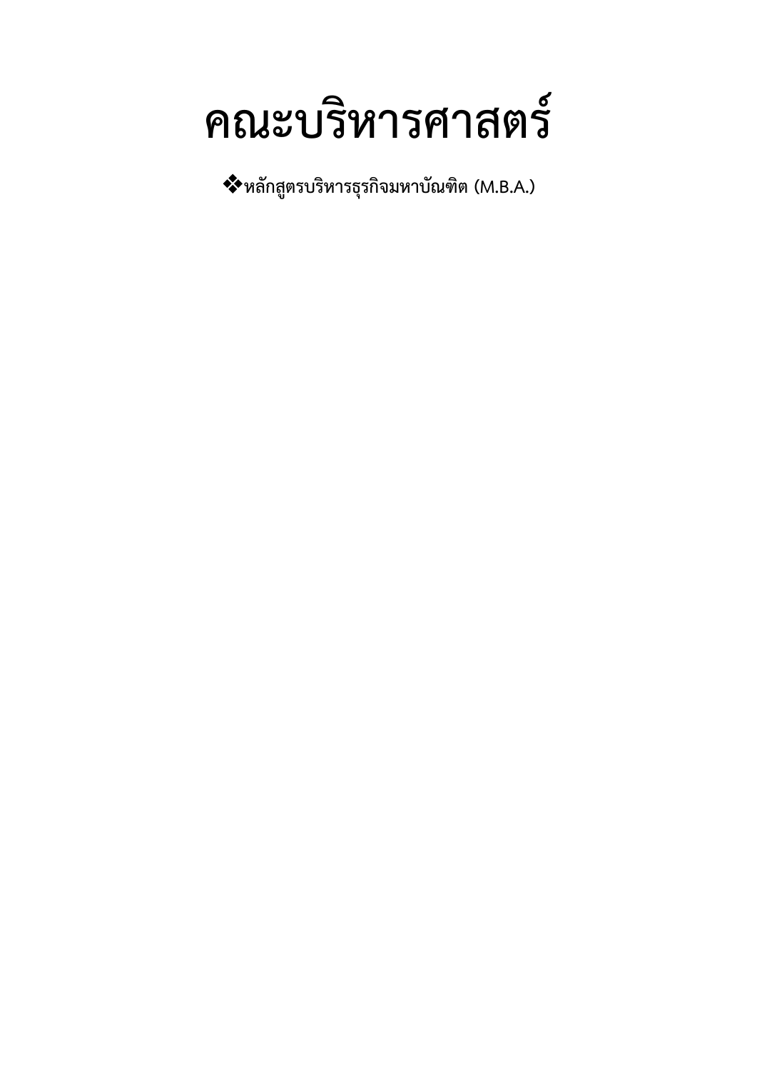# คณะบริหารศาสตร์

❖**หลักสูตรบริหารธุรกิจมหาบัณฑิต (M.B.A.)**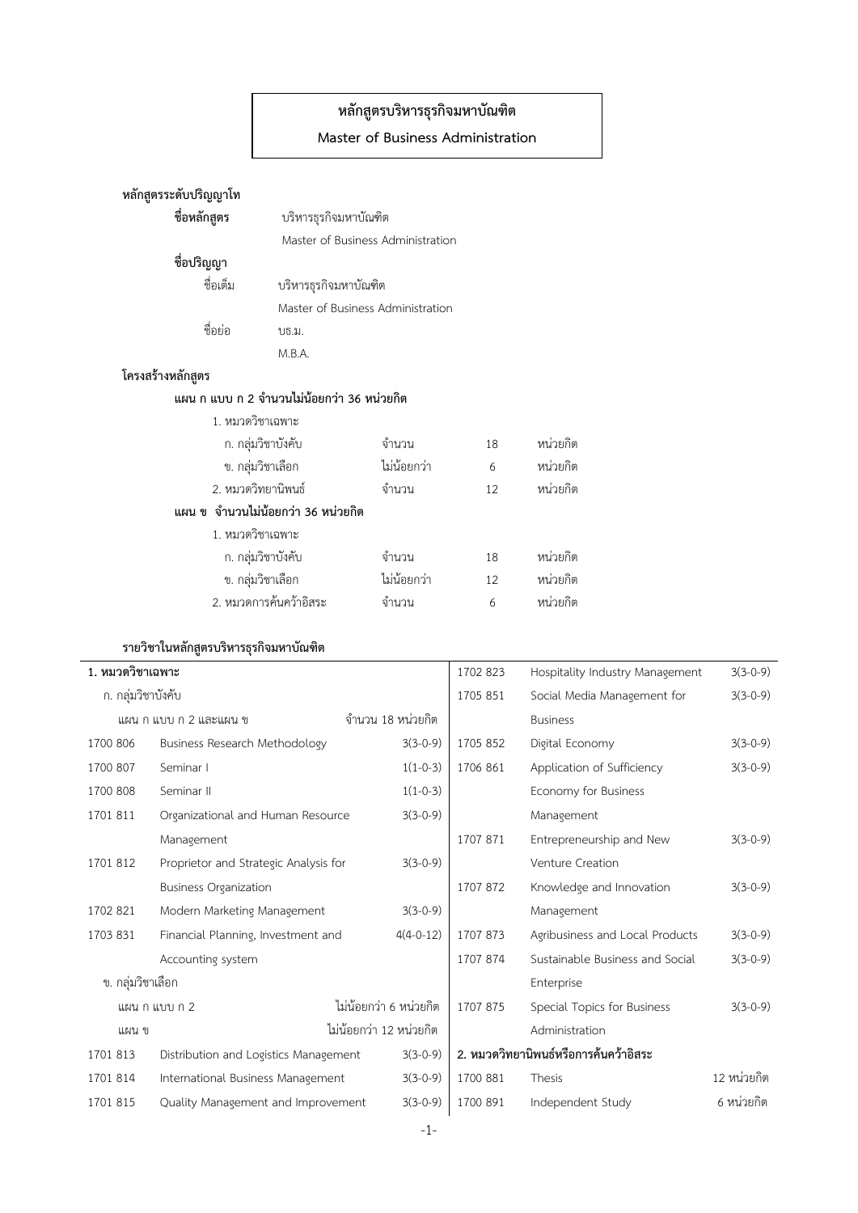# หลักสูตรบริหารธุรกิจมหาบัณฑิต

## Master of Business Administration

**หลักสูตรระดับปริญญาโท**

**ชื่อหลักสูตร** บริหารธุรกิจมหาบัณฑิต
Master of Business Administration

**ชื่อปริญญา**

ชื่อเต็ม บริหารธุรกิจมหาบัณฑิต
Master of Business Administration

ชื่อย่อ บธ.ม.
M.B.A.

**โครงสร้างหลักสูตร**

**แผน ก แบบ ก 2 จำนวนไม่น้อยกว่า 36 หน่วยกิต**

| | | | |
|---|---|---|---|
| 1. หมวดวิชาเฉพาะ | | | |
| ก. กลุ่มวิชาบังคับ | จำนวน | 18 | หน่วยกิต |
| ข. กลุ่มวิชาเลือก | ไม่น้อยกว่า | 6 | หน่วยกิต |
| 2. หมวดวิทยานิพนธ์ | จำนวน | 12 | หน่วยกิต |

**แผน ข จำนวนไม่น้อยกว่า 36 หน่วยกิต**

| | | | |
|---|---|---|---|
| 1. หมวดวิชาเฉพาะ | | | |
| ก. กลุ่มวิชาบังคับ | จำนวน | 18 | หน่วยกิต |
| ข. กลุ่มวิชาเลือก | ไม่น้อยกว่า | 12 | หน่วยกิต |
| 2. หมวดการค้นคว้าอิสระ | จำนวน | 6 | หน่วยกิต |

**รายวิชาในหลักสูตรบริหารธุรกิจมหาบัณฑิต**

**1. หมวดวิชาเฉพาะ**

ก. กลุ่มวิชาบังคับ

แผน ก แบบ ก 2 และแผน ข — จำนวน 18 หน่วยกิต

| รหัสวิชา | ชื่อวิชา | หน่วยกิต |
|---|---|---|
| 1700 806 | Business Research Methodology | 3(3-0-9) |
| 1700 807 | Seminar I | 1(1-0-3) |
| 1700 808 | Seminar II | 1(1-0-3) |
| 1701 811 | Organizational and Human Resource Management | 3(3-0-9) |
| 1701 812 | Proprietor and Strategic Analysis for Business Organization | 3(3-0-9) |
| 1702 821 | Modern Marketing Management | 3(3-0-9) |
| 1703 831 | Financial Planning, Investment and Accounting system | 4(4-0-12) |

ข. กลุ่มวิชาเลือก

แผน ก แบบ ก 2 — ไม่น้อยกว่า 6 หน่วยกิต

แผน ข — ไม่น้อยกว่า 12 หน่วยกิต

| รหัสวิชา | ชื่อวิชา | หน่วยกิต |
|---|---|---|
| 1701 813 | Distribution and Logistics Management | 3(3-0-9) |
| 1701 814 | International Business Management | 3(3-0-9) |
| 1701 815 | Quality Management and Improvement | 3(3-0-9) |
| 1702 823 | Hospitality Industry Management | 3(3-0-9) |
| 1705 851 | Social Media Management for Business | 3(3-0-9) |
| 1705 852 | Digital Economy | 3(3-0-9) |
| 1706 861 | Application of Sufficiency Economy for Business Management | 3(3-0-9) |
| 1707 871 | Entrepreneurship and New Venture Creation | 3(3-0-9) |
| 1707 872 | Knowledge and Innovation Management | 3(3-0-9) |
| 1707 873 | Agribusiness and Local Products | 3(3-0-9) |
| 1707 874 | Sustainable Business and Social Enterprise | 3(3-0-9) |
| 1707 875 | Special Topics for Business Administration | 3(3-0-9) |

**2. หมวดวิทยานิพนธ์หรือการค้นคว้าอิสระ**

| รหัสวิชา | ชื่อวิชา | หน่วยกิต |
|---|---|---|
| 1700 881 | Thesis | 12 หน่วยกิต |
| 1700 891 | Independent Study | 6 หน่วยกิต |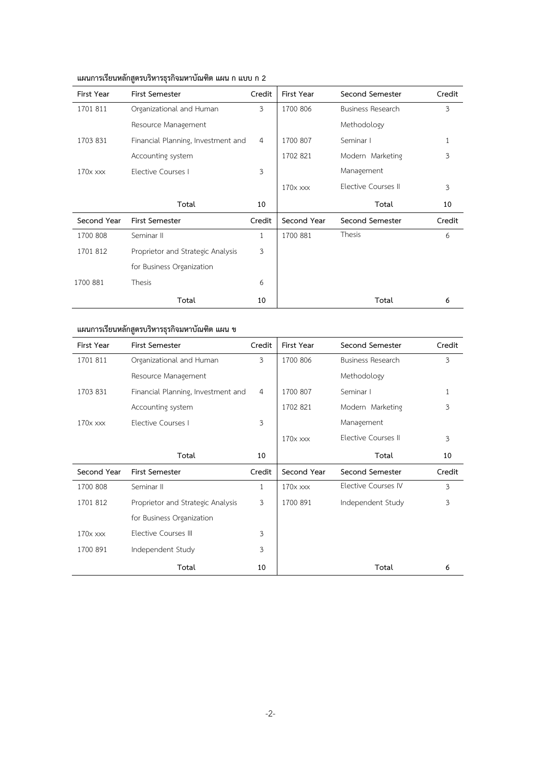**แผนการเรียนหลักสูตรบริหารธุรกิจมหาบัณฑิต แผน ก แบบ ก 2**

| First Year | First Semester | Credit | First Year | Second Semester | Credit |
|---|---|---|---|---|---|
| 1701 811 | Organizational and Human Resource Management | 3 | 1700 806 | Business Research Methodology | 3 |
| 1703 831 | Financial Planning, Investment and Accounting system | 4 | 1700 807 | Seminar I | 1 |
| 170x xxx | Elective Courses I | 3 | 1702 821 | Modern Marketing Management | 3 |
| | | | 170x xxx | Elective Courses II | 3 |
| | **Total** | **10** | | **Total** | **10** |
| **Second Year** | **First Semester** | **Credit** | **Second Year** | **Second Semester** | **Credit** |
| 1700 808 | Seminar II | 1 | 1700 881 | Thesis | 6 |
| 1701 812 | Proprietor and Strategic Analysis for Business Organization | 3 | | | |
| 1700 881 | Thesis | 6 | | | |
| | **Total** | **10** | | **Total** | **6** |

**แผนการเรียนหลักสูตรบริหารธุรกิจมหาบัณฑิต แผน ข**

| First Year | First Semester | Credit | First Year | Second Semester | Credit |
|---|---|---|---|---|---|
| 1701 811 | Organizational and Human Resource Management | 3 | 1700 806 | Business Research Methodology | 3 |
| 1703 831 | Financial Planning, Investment and Accounting system | 4 | 1700 807 | Seminar I | 1 |
| 170x xxx | Elective Courses I | 3 | 1702 821 | Modern Marketing Management | 3 |
| | | | 170x xxx | Elective Courses II | 3 |
| | **Total** | **10** | | **Total** | **10** |
| **Second Year** | **First Semester** | **Credit** | **Second Year** | **Second Semester** | **Credit** |
| 1700 808 | Seminar II | 1 | 170x xxx | Elective Courses IV | 3 |
| 1701 812 | Proprietor and Strategic Analysis for Business Organization | 3 | 1700 891 | Independent Study | 3 |
| 170x xxx | Elective Courses III | 3 | | | |
| 1700 891 | Independent Study | 3 | | | |
| | **Total** | **10** | | **Total** | **6** |